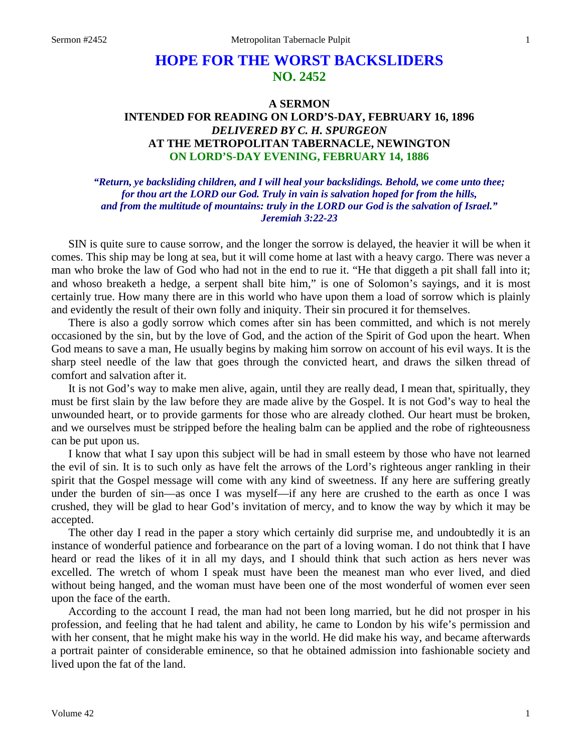# HOPE FOR THE WORST BACKSLIDERS
## NO. 2452

### A SERMON
### INTENDED FOR READING ON LORD'S-DAY, FEBRUARY 16, 1896
### *DELIVERED BY C. H. SPURGEON*
### AT THE METROPOLITAN TABERNACLE, NEWINGTON
### ON LORD'S-DAY EVENING, FEBRUARY 14, 1886

*"Return, ye backsliding children, and I will heal your backslidings. Behold, we come unto thee; for thou art the LORD our God. Truly in vain is salvation hoped for from the hills, and from the multitude of mountains: truly in the LORD our God is the salvation of Israel." Jeremiah 3:22-23*

SIN is quite sure to cause sorrow, and the longer the sorrow is delayed, the heavier it will be when it comes. This ship may be long at sea, but it will come home at last with a heavy cargo. There was never a man who broke the law of God who had not in the end to rue it. "He that diggeth a pit shall fall into it; and whoso breaketh a hedge, a serpent shall bite him," is one of Solomon's sayings, and it is most certainly true. How many there are in this world who have upon them a load of sorrow which is plainly and evidently the result of their own folly and iniquity. Their sin procured it for themselves.

There is also a godly sorrow which comes after sin has been committed, and which is not merely occasioned by the sin, but by the love of God, and the action of the Spirit of God upon the heart. When God means to save a man, He usually begins by making him sorrow on account of his evil ways. It is the sharp steel needle of the law that goes through the convicted heart, and draws the silken thread of comfort and salvation after it.

It is not God's way to make men alive, again, until they are really dead, I mean that, spiritually, they must be first slain by the law before they are made alive by the Gospel. It is not God's way to heal the unwounded heart, or to provide garments for those who are already clothed. Our heart must be broken, and we ourselves must be stripped before the healing balm can be applied and the robe of righteousness can be put upon us.

I know that what I say upon this subject will be had in small esteem by those who have not learned the evil of sin. It is to such only as have felt the arrows of the Lord's righteous anger rankling in their spirit that the Gospel message will come with any kind of sweetness. If any here are suffering greatly under the burden of sin—as once I was myself—if any here are crushed to the earth as once I was crushed, they will be glad to hear God's invitation of mercy, and to know the way by which it may be accepted.

The other day I read in the paper a story which certainly did surprise me, and undoubtedly it is an instance of wonderful patience and forbearance on the part of a loving woman. I do not think that I have heard or read the likes of it in all my days, and I should think that such action as hers never was excelled. The wretch of whom I speak must have been the meanest man who ever lived, and died without being hanged, and the woman must have been one of the most wonderful of women ever seen upon the face of the earth.

According to the account I read, the man had not been long married, but he did not prosper in his profession, and feeling that he had talent and ability, he came to London by his wife's permission and with her consent, that he might make his way in the world. He did make his way, and became afterwards a portrait painter of considerable eminence, so that he obtained admission into fashionable society and lived upon the fat of the land.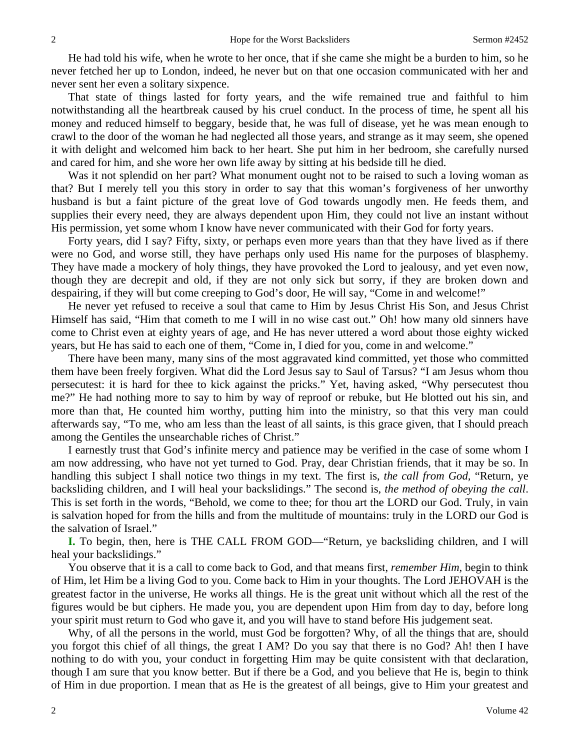He had told his wife, when he wrote to her once, that if she came she might be a burden to him, so he never fetched her up to London, indeed, he never but on that one occasion communicated with her and never sent her even a solitary sixpence.

That state of things lasted for forty years, and the wife remained true and faithful to him notwithstanding all the heartbreak caused by his cruel conduct. In the process of time, he spent all his money and reduced himself to beggary, beside that, he was full of disease, yet he was mean enough to crawl to the door of the woman he had neglected all those years, and strange as it may seem, she opened it with delight and welcomed him back to her heart. She put him in her bedroom, she carefully nursed and cared for him, and she wore her own life away by sitting at his bedside till he died.

Was it not splendid on her part? What monument ought not to be raised to such a loving woman as that? But I merely tell you this story in order to say that this woman's forgiveness of her unworthy husband is but a faint picture of the great love of God towards ungodly men. He feeds them, and supplies their every need, they are always dependent upon Him, they could not live an instant without His permission, yet some whom I know have never communicated with their God for forty years.

Forty years, did I say? Fifty, sixty, or perhaps even more years than that they have lived as if there were no God, and worse still, they have perhaps only used His name for the purposes of blasphemy. They have made a mockery of holy things, they have provoked the Lord to jealousy, and yet even now, though they are decrepit and old, if they are not only sick but sorry, if they are broken down and despairing, if they will but come creeping to God's door, He will say, "Come in and welcome!"

He never yet refused to receive a soul that came to Him by Jesus Christ His Son, and Jesus Christ Himself has said, "Him that cometh to me I will in no wise cast out." Oh! how many old sinners have come to Christ even at eighty years of age, and He has never uttered a word about those eighty wicked years, but He has said to each one of them, "Come in, I died for you, come in and welcome."

There have been many, many sins of the most aggravated kind committed, yet those who committed them have been freely forgiven. What did the Lord Jesus say to Saul of Tarsus? "I am Jesus whom thou persecutest: it is hard for thee to kick against the pricks." Yet, having asked, "Why persecutest thou me?" He had nothing more to say to him by way of reproof or rebuke, but He blotted out his sin, and more than that, He counted him worthy, putting him into the ministry, so that this very man could afterwards say, "To me, who am less than the least of all saints, is this grace given, that I should preach among the Gentiles the unsearchable riches of Christ."

I earnestly trust that God's infinite mercy and patience may be verified in the case of some whom I am now addressing, who have not yet turned to God. Pray, dear Christian friends, that it may be so. In handling this subject I shall notice two things in my text. The first is, *the call from God*, "Return, ye backsliding children, and I will heal your backslidings." The second is, *the method of obeying the call*. This is set forth in the words, "Behold, we come to thee; for thou art the LORD our God. Truly, in vain is salvation hoped for from the hills and from the multitude of mountains: truly in the LORD our God is the salvation of Israel."

**I.** To begin, then, here is THE CALL FROM GOD—"Return, ye backsliding children, and I will heal your backslidings."

You observe that it is a call to come back to God, and that means first, *remember Him*, begin to think of Him, let Him be a living God to you. Come back to Him in your thoughts. The Lord JEHOVAH is the greatest factor in the universe, He works all things. He is the great unit without which all the rest of the figures would be but ciphers. He made you, you are dependent upon Him from day to day, before long your spirit must return to God who gave it, and you will have to stand before His judgement seat.

Why, of all the persons in the world, must God be forgotten? Why, of all the things that are, should you forgot this chief of all things, the great I AM? Do you say that there is no God? Ah! then I have nothing to do with you, your conduct in forgetting Him may be quite consistent with that declaration, though I am sure that you know better. But if there be a God, and you believe that He is, begin to think of Him in due proportion. I mean that as He is the greatest of all beings, give to Him your greatest and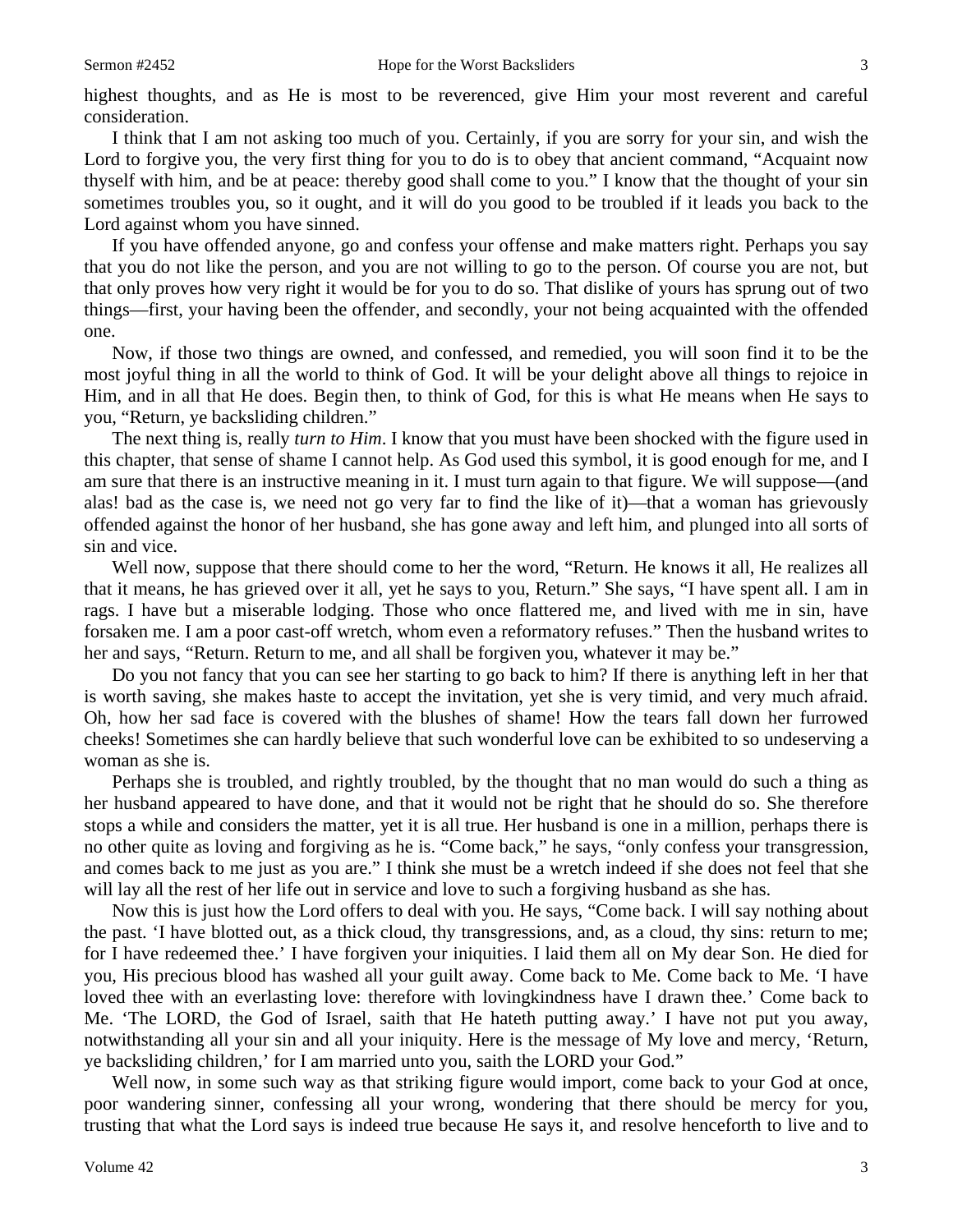highest thoughts, and as He is most to be reverenced, give Him your most reverent and careful consideration.

I think that I am not asking too much of you. Certainly, if you are sorry for your sin, and wish the Lord to forgive you, the very first thing for you to do is to obey that ancient command, "Acquaint now thyself with him, and be at peace: thereby good shall come to you." I know that the thought of your sin sometimes troubles you, so it ought, and it will do you good to be troubled if it leads you back to the Lord against whom you have sinned.

If you have offended anyone, go and confess your offense and make matters right. Perhaps you say that you do not like the person, and you are not willing to go to the person. Of course you are not, but that only proves how very right it would be for you to do so. That dislike of yours has sprung out of two things—first, your having been the offender, and secondly, your not being acquainted with the offended one.

Now, if those two things are owned, and confessed, and remedied, you will soon find it to be the most joyful thing in all the world to think of God. It will be your delight above all things to rejoice in Him, and in all that He does. Begin then, to think of God, for this is what He means when He says to you, "Return, ye backsliding children."

The next thing is, really *turn to Him*. I know that you must have been shocked with the figure used in this chapter, that sense of shame I cannot help. As God used this symbol, it is good enough for me, and I am sure that there is an instructive meaning in it. I must turn again to that figure. We will suppose—(and alas! bad as the case is, we need not go very far to find the like of it)—that a woman has grievously offended against the honor of her husband, she has gone away and left him, and plunged into all sorts of sin and vice.

Well now, suppose that there should come to her the word, "Return. He knows it all, He realizes all that it means, he has grieved over it all, yet he says to you, Return." She says, "I have spent all. I am in rags. I have but a miserable lodging. Those who once flattered me, and lived with me in sin, have forsaken me. I am a poor cast-off wretch, whom even a reformatory refuses." Then the husband writes to her and says, "Return. Return to me, and all shall be forgiven you, whatever it may be."

Do you not fancy that you can see her starting to go back to him? If there is anything left in her that is worth saving, she makes haste to accept the invitation, yet she is very timid, and very much afraid. Oh, how her sad face is covered with the blushes of shame! How the tears fall down her furrowed cheeks! Sometimes she can hardly believe that such wonderful love can be exhibited to so undeserving a woman as she is.

Perhaps she is troubled, and rightly troubled, by the thought that no man would do such a thing as her husband appeared to have done, and that it would not be right that he should do so. She therefore stops a while and considers the matter, yet it is all true. Her husband is one in a million, perhaps there is no other quite as loving and forgiving as he is. "Come back," he says, "only confess your transgression, and comes back to me just as you are." I think she must be a wretch indeed if she does not feel that she will lay all the rest of her life out in service and love to such a forgiving husband as she has.

Now this is just how the Lord offers to deal with you. He says, "Come back. I will say nothing about the past. 'I have blotted out, as a thick cloud, thy transgressions, and, as a cloud, thy sins: return to me; for I have redeemed thee.' I have forgiven your iniquities. I laid them all on My dear Son. He died for you, His precious blood has washed all your guilt away. Come back to Me. Come back to Me. 'I have loved thee with an everlasting love: therefore with lovingkindness have I drawn thee.' Come back to Me. 'The LORD, the God of Israel, saith that He hateth putting away.' I have not put you away, notwithstanding all your sin and all your iniquity. Here is the message of My love and mercy, 'Return, ye backsliding children,' for I am married unto you, saith the LORD your God."

Well now, in some such way as that striking figure would import, come back to your God at once, poor wandering sinner, confessing all your wrong, wondering that there should be mercy for you, trusting that what the Lord says is indeed true because He says it, and resolve henceforth to live and to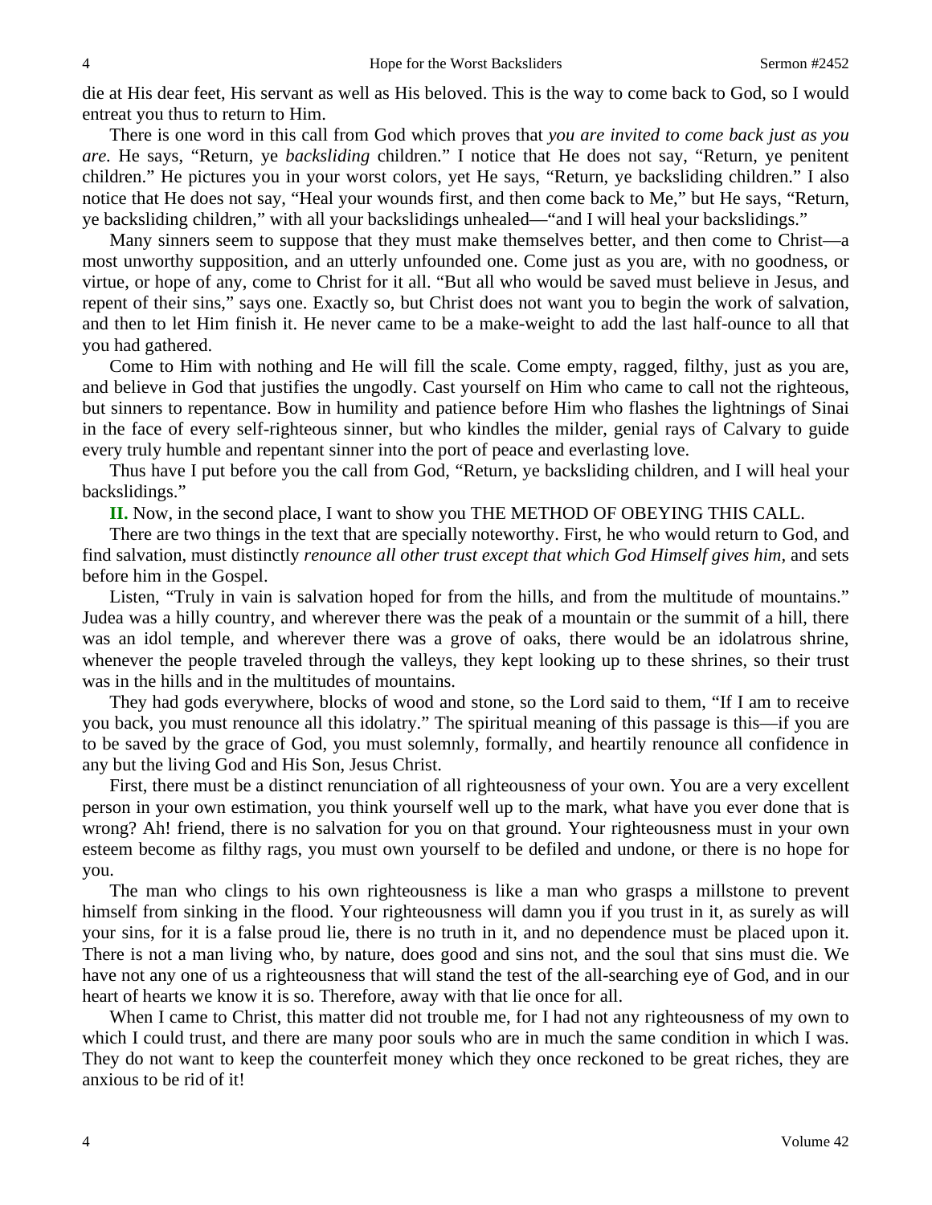die at His dear feet, His servant as well as His beloved. This is the way to come back to God, so I would entreat you thus to return to Him.

There is one word in this call from God which proves that *you are invited to come back just as you are.* He says, "Return, ye *backsliding* children." I notice that He does not say, "Return, ye penitent children." He pictures you in your worst colors, yet He says, "Return, ye backsliding children." I also notice that He does not say, "Heal your wounds first, and then come back to Me," but He says, "Return, ye backsliding children," with all your backslidings unhealed—"and I will heal your backslidings."

Many sinners seem to suppose that they must make themselves better, and then come to Christ—a most unworthy supposition, and an utterly unfounded one. Come just as you are, with no goodness, or virtue, or hope of any, come to Christ for it all. "But all who would be saved must believe in Jesus, and repent of their sins," says one. Exactly so, but Christ does not want you to begin the work of salvation, and then to let Him finish it. He never came to be a make-weight to add the last half-ounce to all that you had gathered.

Come to Him with nothing and He will fill the scale. Come empty, ragged, filthy, just as you are, and believe in God that justifies the ungodly. Cast yourself on Him who came to call not the righteous, but sinners to repentance. Bow in humility and patience before Him who flashes the lightnings of Sinai in the face of every self-righteous sinner, but who kindles the milder, genial rays of Calvary to guide every truly humble and repentant sinner into the port of peace and everlasting love.

Thus have I put before you the call from God, "Return, ye backsliding children, and I will heal your backslidings."

**II.** Now, in the second place, I want to show you THE METHOD OF OBEYING THIS CALL.

There are two things in the text that are specially noteworthy. First, he who would return to God, and find salvation, must distinctly *renounce all other trust except that which God Himself gives him,* and sets before him in the Gospel.

Listen, "Truly in vain is salvation hoped for from the hills, and from the multitude of mountains." Judea was a hilly country, and wherever there was the peak of a mountain or the summit of a hill, there was an idol temple, and wherever there was a grove of oaks, there would be an idolatrous shrine, whenever the people traveled through the valleys, they kept looking up to these shrines, so their trust was in the hills and in the multitudes of mountains.

They had gods everywhere, blocks of wood and stone, so the Lord said to them, "If I am to receive you back, you must renounce all this idolatry." The spiritual meaning of this passage is this—if you are to be saved by the grace of God, you must solemnly, formally, and heartily renounce all confidence in any but the living God and His Son, Jesus Christ.

First, there must be a distinct renunciation of all righteousness of your own. You are a very excellent person in your own estimation, you think yourself well up to the mark, what have you ever done that is wrong? Ah! friend, there is no salvation for you on that ground. Your righteousness must in your own esteem become as filthy rags, you must own yourself to be defiled and undone, or there is no hope for you.

The man who clings to his own righteousness is like a man who grasps a millstone to prevent himself from sinking in the flood. Your righteousness will damn you if you trust in it, as surely as will your sins, for it is a false proud lie, there is no truth in it, and no dependence must be placed upon it. There is not a man living who, by nature, does good and sins not, and the soul that sins must die. We have not any one of us a righteousness that will stand the test of the all-searching eye of God, and in our heart of hearts we know it is so. Therefore, away with that lie once for all.

When I came to Christ, this matter did not trouble me, for I had not any righteousness of my own to which I could trust, and there are many poor souls who are in much the same condition in which I was. They do not want to keep the counterfeit money which they once reckoned to be great riches, they are anxious to be rid of it!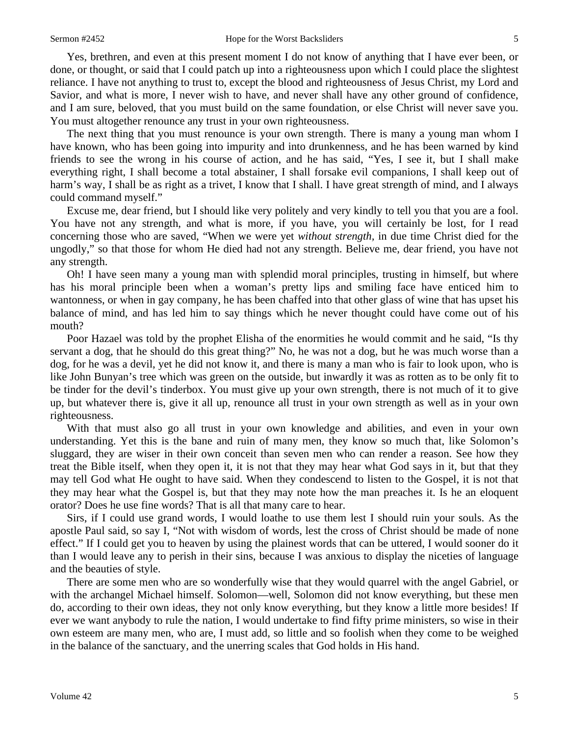Yes, brethren, and even at this present moment I do not know of anything that I have ever been, or done, or thought, or said that I could patch up into a righteousness upon which I could place the slightest reliance. I have not anything to trust to, except the blood and righteousness of Jesus Christ, my Lord and Savior, and what is more, I never wish to have, and never shall have any other ground of confidence, and I am sure, beloved, that you must build on the same foundation, or else Christ will never save you. You must altogether renounce any trust in your own righteousness.

The next thing that you must renounce is your own strength. There is many a young man whom I have known, who has been going into impurity and into drunkenness, and he has been warned by kind friends to see the wrong in his course of action, and he has said, "Yes, I see it, but I shall make everything right, I shall become a total abstainer, I shall forsake evil companions, I shall keep out of harm's way, I shall be as right as a trivet, I know that I shall. I have great strength of mind, and I always could command myself."

Excuse me, dear friend, but I should like very politely and very kindly to tell you that you are a fool. You have not any strength, and what is more, if you have, you will certainly be lost, for I read concerning those who are saved, "When we were yet *without strength*, in due time Christ died for the ungodly," so that those for whom He died had not any strength. Believe me, dear friend, you have not any strength.

Oh! I have seen many a young man with splendid moral principles, trusting in himself, but where has his moral principle been when a woman's pretty lips and smiling face have enticed him to wantonness, or when in gay company, he has been chaffed into that other glass of wine that has upset his balance of mind, and has led him to say things which he never thought could have come out of his mouth?

Poor Hazael was told by the prophet Elisha of the enormities he would commit and he said, "Is thy servant a dog, that he should do this great thing?" No, he was not a dog, but he was much worse than a dog, for he was a devil, yet he did not know it, and there is many a man who is fair to look upon, who is like John Bunyan's tree which was green on the outside, but inwardly it was as rotten as to be only fit to be tinder for the devil's tinderbox. You must give up your own strength, there is not much of it to give up, but whatever there is, give it all up, renounce all trust in your own strength as well as in your own righteousness.

With that must also go all trust in your own knowledge and abilities, and even in your own understanding. Yet this is the bane and ruin of many men, they know so much that, like Solomon's sluggard, they are wiser in their own conceit than seven men who can render a reason. See how they treat the Bible itself, when they open it, it is not that they may hear what God says in it, but that they may tell God what He ought to have said. When they condescend to listen to the Gospel, it is not that they may hear what the Gospel is, but that they may note how the man preaches it. Is he an eloquent orator? Does he use fine words? That is all that many care to hear.

Sirs, if I could use grand words, I would loathe to use them lest I should ruin your souls. As the apostle Paul said, so say I, "Not with wisdom of words, lest the cross of Christ should be made of none effect." If I could get you to heaven by using the plainest words that can be uttered, I would sooner do it than I would leave any to perish in their sins, because I was anxious to display the niceties of language and the beauties of style.

There are some men who are so wonderfully wise that they would quarrel with the angel Gabriel, or with the archangel Michael himself. Solomon—well, Solomon did not know everything, but these men do, according to their own ideas, they not only know everything, but they know a little more besides! If ever we want anybody to rule the nation, I would undertake to find fifty prime ministers, so wise in their own esteem are many men, who are, I must add, so little and so foolish when they come to be weighed in the balance of the sanctuary, and the unerring scales that God holds in His hand.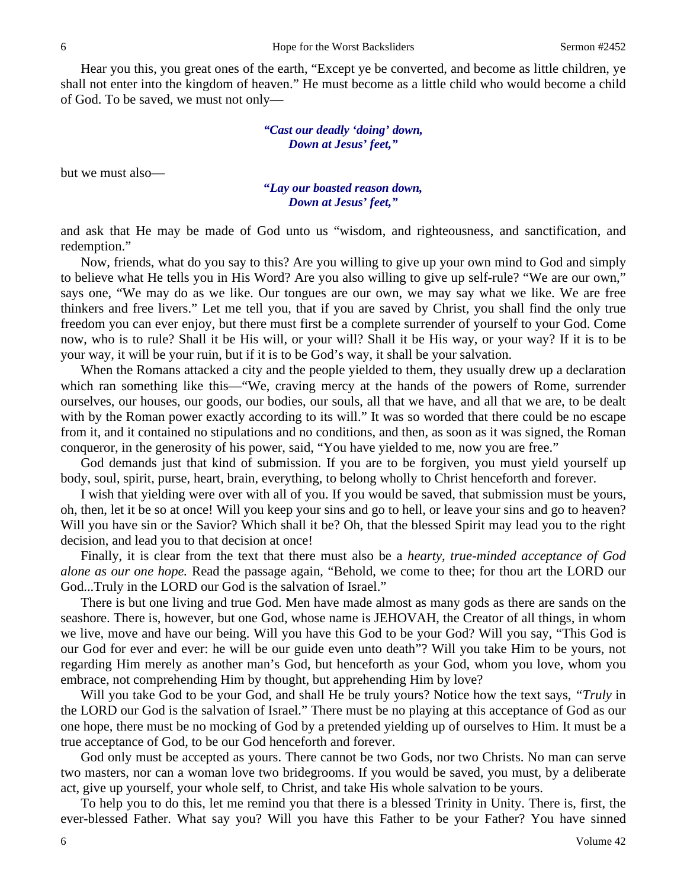Hear you this, you great ones of the earth, "Except ye be converted, and become as little children, ye shall not enter into the kingdom of heaven." He must become as a little child who would become a child of God. To be saved, we must not only—

> ***"Cast our deadly 'doing' down,***
> ***Down at Jesus' feet,"***

but we must also—

> ***"Lay our boasted reason down,***
> ***Down at Jesus' feet,"***

and ask that He may be made of God unto us "wisdom, and righteousness, and sanctification, and redemption."

Now, friends, what do you say to this? Are you willing to give up your own mind to God and simply to believe what He tells you in His Word? Are you also willing to give up self-rule? "We are our own," says one, "We may do as we like. Our tongues are our own, we may say what we like. We are free thinkers and free livers." Let me tell you, that if you are saved by Christ, you shall find the only true freedom you can ever enjoy, but there must first be a complete surrender of yourself to your God. Come now, who is to rule? Shall it be His will, or your will? Shall it be His way, or your way? If it is to be your way, it will be your ruin, but if it is to be God's way, it shall be your salvation.

When the Romans attacked a city and the people yielded to them, they usually drew up a declaration which ran something like this—"We, craving mercy at the hands of the powers of Rome, surrender ourselves, our houses, our goods, our bodies, our souls, all that we have, and all that we are, to be dealt with by the Roman power exactly according to its will." It was so worded that there could be no escape from it, and it contained no stipulations and no conditions, and then, as soon as it was signed, the Roman conqueror, in the generosity of his power, said, "You have yielded to me, now you are free."

God demands just that kind of submission. If you are to be forgiven, you must yield yourself up body, soul, spirit, purse, heart, brain, everything, to belong wholly to Christ henceforth and forever.

I wish that yielding were over with all of you. If you would be saved, that submission must be yours, oh, then, let it be so at once! Will you keep your sins and go to hell, or leave your sins and go to heaven? Will you have sin or the Savior? Which shall it be? Oh, that the blessed Spirit may lead you to the right decision, and lead you to that decision at once!

Finally, it is clear from the text that there must also be a *hearty, true-minded acceptance of God alone as our one hope.* Read the passage again, "Behold, we come to thee; for thou art the LORD our God...Truly in the LORD our God is the salvation of Israel."

There is but one living and true God. Men have made almost as many gods as there are sands on the seashore. There is, however, but one God, whose name is JEHOVAH, the Creator of all things, in whom we live, move and have our being. Will you have this God to be your God? Will you say, "This God is our God for ever and ever: he will be our guide even unto death"? Will you take Him to be yours, not regarding Him merely as another man's God, but henceforth as your God, whom you love, whom you embrace, not comprehending Him by thought, but apprehending Him by love?

Will you take God to be your God, and shall He be truly yours? Notice how the text says, *"Truly* in the LORD our God is the salvation of Israel." There must be no playing at this acceptance of God as our one hope, there must be no mocking of God by a pretended yielding up of ourselves to Him. It must be a true acceptance of God, to be our God henceforth and forever.

God only must be accepted as yours. There cannot be two Gods, nor two Christs. No man can serve two masters, nor can a woman love two bridegrooms. If you would be saved, you must, by a deliberate act, give up yourself, your whole self, to Christ, and take His whole salvation to be yours.

To help you to do this, let me remind you that there is a blessed Trinity in Unity. There is, first, the ever-blessed Father. What say you? Will you have this Father to be your Father? You have sinned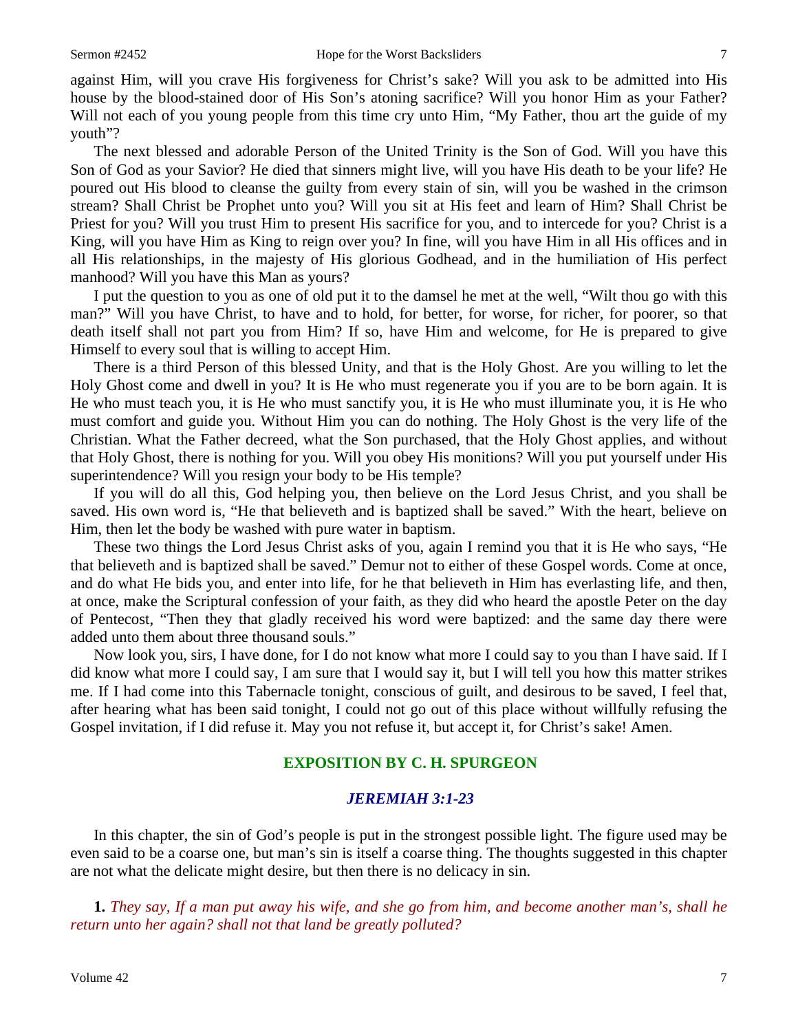against Him, will you crave His forgiveness for Christ's sake? Will you ask to be admitted into His house by the blood-stained door of His Son's atoning sacrifice? Will you honor Him as your Father? Will not each of you young people from this time cry unto Him, "My Father, thou art the guide of my youth"?

The next blessed and adorable Person of the United Trinity is the Son of God. Will you have this Son of God as your Savior? He died that sinners might live, will you have His death to be your life? He poured out His blood to cleanse the guilty from every stain of sin, will you be washed in the crimson stream? Shall Christ be Prophet unto you? Will you sit at His feet and learn of Him? Shall Christ be Priest for you? Will you trust Him to present His sacrifice for you, and to intercede for you? Christ is a King, will you have Him as King to reign over you? In fine, will you have Him in all His offices and in all His relationships, in the majesty of His glorious Godhead, and in the humiliation of His perfect manhood? Will you have this Man as yours?

I put the question to you as one of old put it to the damsel he met at the well, "Wilt thou go with this man?" Will you have Christ, to have and to hold, for better, for worse, for richer, for poorer, so that death itself shall not part you from Him? If so, have Him and welcome, for He is prepared to give Himself to every soul that is willing to accept Him.

There is a third Person of this blessed Unity, and that is the Holy Ghost. Are you willing to let the Holy Ghost come and dwell in you? It is He who must regenerate you if you are to be born again. It is He who must teach you, it is He who must sanctify you, it is He who must illuminate you, it is He who must comfort and guide you. Without Him you can do nothing. The Holy Ghost is the very life of the Christian. What the Father decreed, what the Son purchased, that the Holy Ghost applies, and without that Holy Ghost, there is nothing for you. Will you obey His monitions? Will you put yourself under His superintendence? Will you resign your body to be His temple?

If you will do all this, God helping you, then believe on the Lord Jesus Christ, and you shall be saved. His own word is, "He that believeth and is baptized shall be saved." With the heart, believe on Him, then let the body be washed with pure water in baptism.

These two things the Lord Jesus Christ asks of you, again I remind you that it is He who says, "He that believeth and is baptized shall be saved." Demur not to either of these Gospel words. Come at once, and do what He bids you, and enter into life, for he that believeth in Him has everlasting life, and then, at once, make the Scriptural confession of your faith, as they did who heard the apostle Peter on the day of Pentecost, "Then they that gladly received his word were baptized: and the same day there were added unto them about three thousand souls."

Now look you, sirs, I have done, for I do not know what more I could say to you than I have said. If I did know what more I could say, I am sure that I would say it, but I will tell you how this matter strikes me. If I had come into this Tabernacle tonight, conscious of guilt, and desirous to be saved, I feel that, after hearing what has been said tonight, I could not go out of this place without willfully refusing the Gospel invitation, if I did refuse it. May you not refuse it, but accept it, for Christ's sake! Amen.

## EXPOSITION BY C. H. SPURGEON

### *JEREMIAH 3:1-23*

In this chapter, the sin of God's people is put in the strongest possible light. The figure used may be even said to be a coarse one, but man's sin is itself a coarse thing. The thoughts suggested in this chapter are not what the delicate might desire, but then there is no delicacy in sin.

**1.** *They say, If a man put away his wife, and she go from him, and become another man's, shall he return unto her again? shall not that land be greatly polluted?*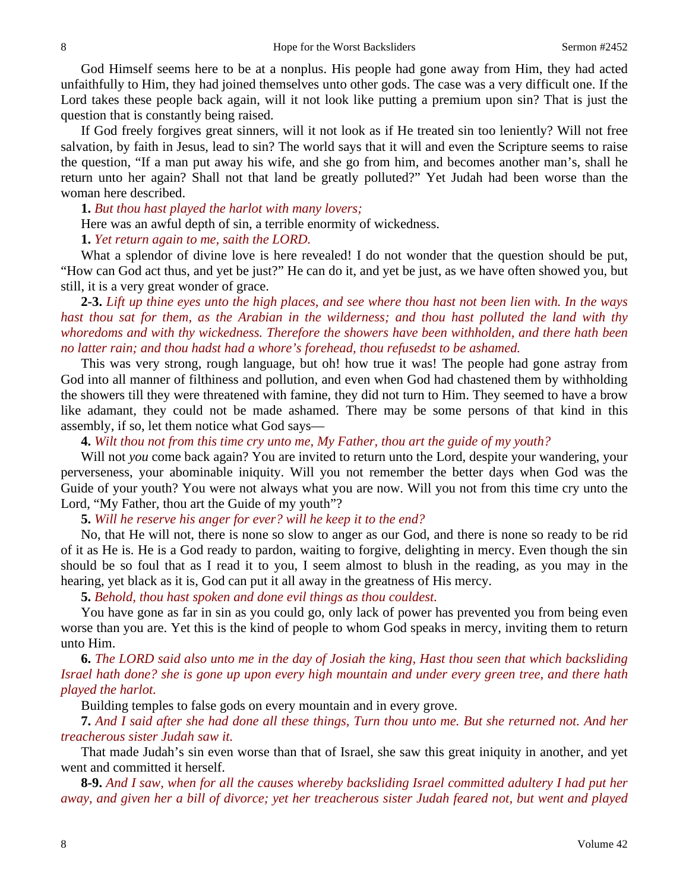God Himself seems here to be at a nonplus. His people had gone away from Him, they had acted unfaithfully to Him, they had joined themselves unto other gods. The case was a very difficult one. If the Lord takes these people back again, will it not look like putting a premium upon sin? That is just the question that is constantly being raised.

If God freely forgives great sinners, will it not look as if He treated sin too leniently? Will not free salvation, by faith in Jesus, lead to sin? The world says that it will and even the Scripture seems to raise the question, "If a man put away his wife, and she go from him, and becomes another man's, shall he return unto her again? Shall not that land be greatly polluted?" Yet Judah had been worse than the woman here described.

**1.** *But thou hast played the harlot with many lovers;*

Here was an awful depth of sin, a terrible enormity of wickedness.

**1.** *Yet return again to me, saith the LORD.*

What a splendor of divine love is here revealed! I do not wonder that the question should be put, "How can God act thus, and yet be just?" He can do it, and yet be just, as we have often showed you, but still, it is a very great wonder of grace.

**2-3.** *Lift up thine eyes unto the high places, and see where thou hast not been lien with. In the ways hast thou sat for them, as the Arabian in the wilderness; and thou hast polluted the land with thy whoredoms and with thy wickedness. Therefore the showers have been withholden, and there hath been no latter rain; and thou hadst had a whore's forehead, thou refusedst to be ashamed.*

This was very strong, rough language, but oh! how true it was! The people had gone astray from God into all manner of filthiness and pollution, and even when God had chastened them by withholding the showers till they were threatened with famine, they did not turn to Him. They seemed to have a brow like adamant, they could not be made ashamed. There may be some persons of that kind in this assembly, if so, let them notice what God says—

**4.** *Wilt thou not from this time cry unto me, My Father, thou art the guide of my youth?*

Will not *you* come back again? You are invited to return unto the Lord, despite your wandering, your perverseness, your abominable iniquity. Will you not remember the better days when God was the Guide of your youth? You were not always what you are now. Will you not from this time cry unto the Lord, "My Father, thou art the Guide of my youth"?

**5.** *Will he reserve his anger for ever? will he keep it to the end?*

No, that He will not, there is none so slow to anger as our God, and there is none so ready to be rid of it as He is. He is a God ready to pardon, waiting to forgive, delighting in mercy. Even though the sin should be so foul that as I read it to you, I seem almost to blush in the reading, as you may in the hearing, yet black as it is, God can put it all away in the greatness of His mercy.

**5.** *Behold, thou hast spoken and done evil things as thou couldest.*

You have gone as far in sin as you could go, only lack of power has prevented you from being even worse than you are. Yet this is the kind of people to whom God speaks in mercy, inviting them to return unto Him.

**6.** *The LORD said also unto me in the day of Josiah the king, Hast thou seen that which backsliding Israel hath done? she is gone up upon every high mountain and under every green tree, and there hath played the harlot.*

Building temples to false gods on every mountain and in every grove.

**7.** *And I said after she had done all these things, Turn thou unto me. But she returned not. And her treacherous sister Judah saw it.*

That made Judah's sin even worse than that of Israel, she saw this great iniquity in another, and yet went and committed it herself.

**8-9.** *And I saw, when for all the causes whereby backsliding Israel committed adultery I had put her away, and given her a bill of divorce; yet her treacherous sister Judah feared not, but went and played*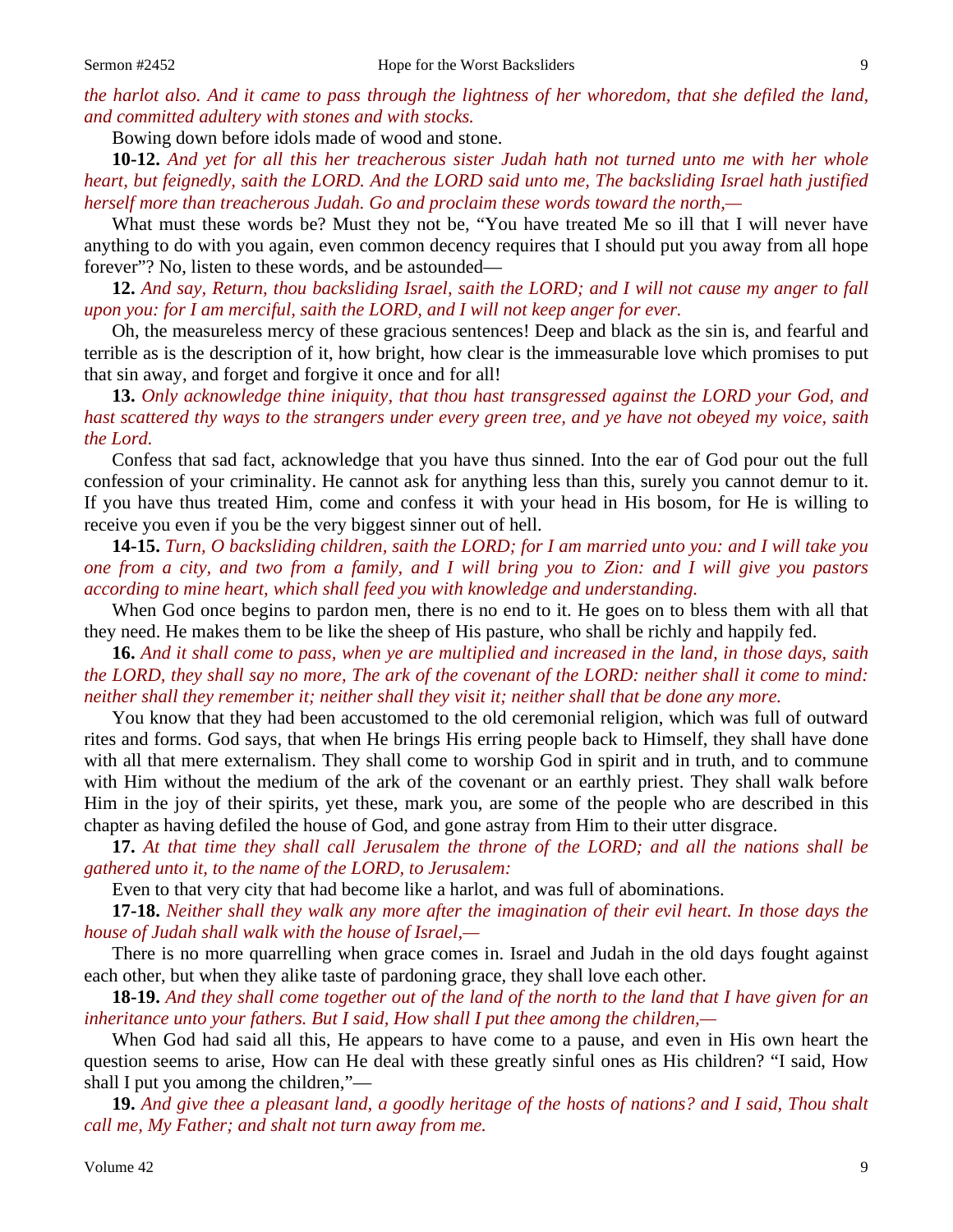*the harlot also. And it came to pass through the lightness of her whoredom, that she defiled the land, and committed adultery with stones and with stocks.*

Bowing down before idols made of wood and stone.

**10-12.** *And yet for all this her treacherous sister Judah hath not turned unto me with her whole heart, but feignedly, saith the LORD. And the LORD said unto me, The backsliding Israel hath justified herself more than treacherous Judah. Go and proclaim these words toward the north,—*

What must these words be? Must they not be, "You have treated Me so ill that I will never have anything to do with you again, even common decency requires that I should put you away from all hope forever"? No, listen to these words, and be astounded—

**12.** *And say, Return, thou backsliding Israel, saith the LORD; and I will not cause my anger to fall upon you: for I am merciful, saith the LORD, and I will not keep anger for ever.*

Oh, the measureless mercy of these gracious sentences! Deep and black as the sin is, and fearful and terrible as is the description of it, how bright, how clear is the immeasurable love which promises to put that sin away, and forget and forgive it once and for all!

**13.** *Only acknowledge thine iniquity, that thou hast transgressed against the LORD your God, and hast scattered thy ways to the strangers under every green tree, and ye have not obeyed my voice, saith the Lord.*

Confess that sad fact, acknowledge that you have thus sinned. Into the ear of God pour out the full confession of your criminality. He cannot ask for anything less than this, surely you cannot demur to it. If you have thus treated Him, come and confess it with your head in His bosom, for He is willing to receive you even if you be the very biggest sinner out of hell.

**14-15.** *Turn, O backsliding children, saith the LORD; for I am married unto you: and I will take you one from a city, and two from a family, and I will bring you to Zion: and I will give you pastors according to mine heart, which shall feed you with knowledge and understanding.*

When God once begins to pardon men, there is no end to it. He goes on to bless them with all that they need. He makes them to be like the sheep of His pasture, who shall be richly and happily fed.

**16.** *And it shall come to pass, when ye are multiplied and increased in the land, in those days, saith the LORD, they shall say no more, The ark of the covenant of the LORD: neither shall it come to mind: neither shall they remember it; neither shall they visit it; neither shall that be done any more.*

You know that they had been accustomed to the old ceremonial religion, which was full of outward rites and forms. God says, that when He brings His erring people back to Himself, they shall have done with all that mere externalism. They shall come to worship God in spirit and in truth, and to commune with Him without the medium of the ark of the covenant or an earthly priest. They shall walk before Him in the joy of their spirits, yet these, mark you, are some of the people who are described in this chapter as having defiled the house of God, and gone astray from Him to their utter disgrace.

**17.** *At that time they shall call Jerusalem the throne of the LORD; and all the nations shall be gathered unto it, to the name of the LORD, to Jerusalem:*

Even to that very city that had become like a harlot, and was full of abominations.

**17-18.** *Neither shall they walk any more after the imagination of their evil heart. In those days the house of Judah shall walk with the house of Israel,—*

There is no more quarrelling when grace comes in. Israel and Judah in the old days fought against each other, but when they alike taste of pardoning grace, they shall love each other.

**18-19.** *And they shall come together out of the land of the north to the land that I have given for an inheritance unto your fathers. But I said, How shall I put thee among the children,—*

When God had said all this, He appears to have come to a pause, and even in His own heart the question seems to arise, How can He deal with these greatly sinful ones as His children? "I said, How shall I put you among the children,"—

**19.** *And give thee a pleasant land, a goodly heritage of the hosts of nations? and I said, Thou shalt call me, My Father; and shalt not turn away from me.*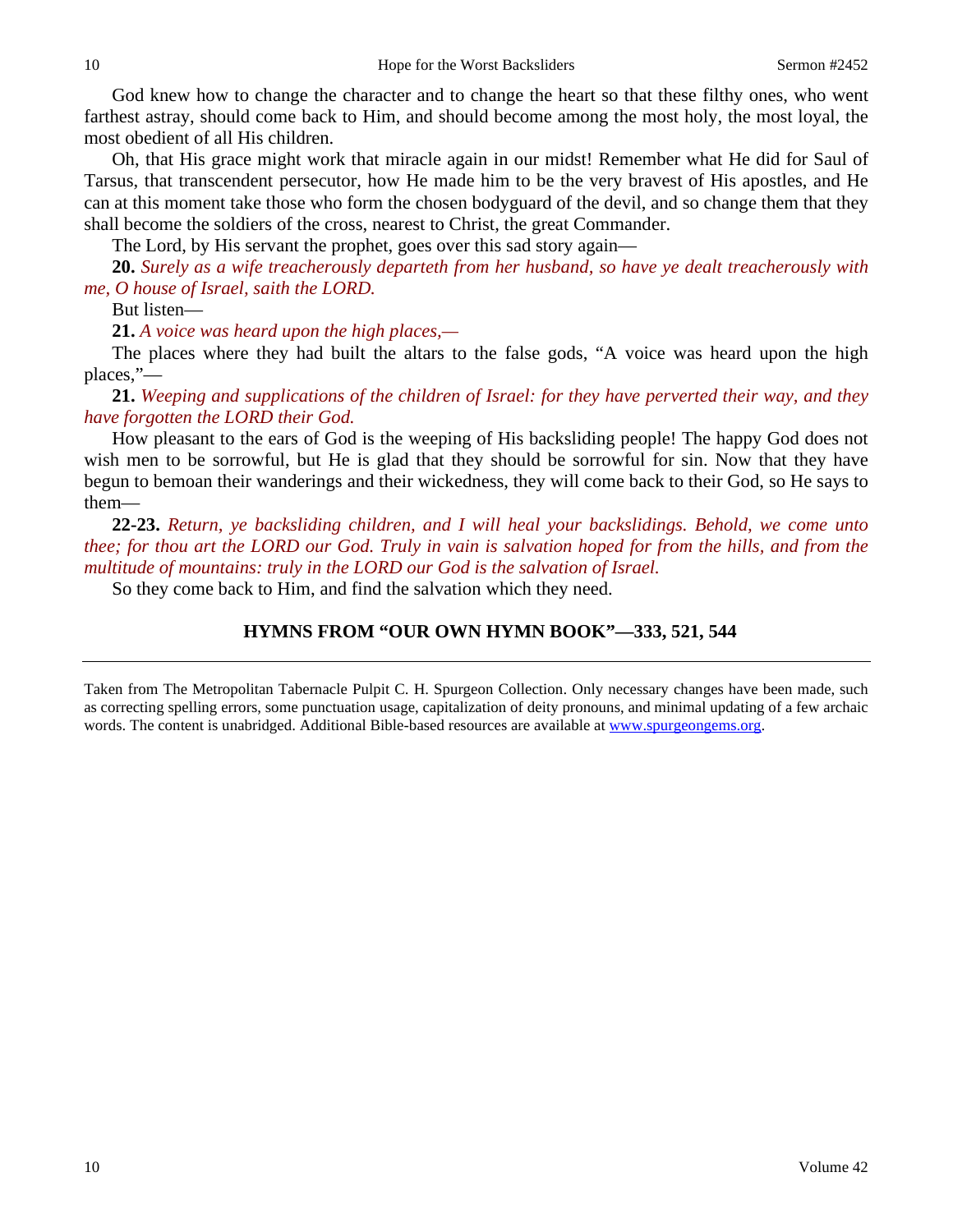God knew how to change the character and to change the heart so that these filthy ones, who went farthest astray, should come back to Him, and should become among the most holy, the most loyal, the most obedient of all His children.

Oh, that His grace might work that miracle again in our midst! Remember what He did for Saul of Tarsus, that transcendent persecutor, how He made him to be the very bravest of His apostles, and He can at this moment take those who form the chosen bodyguard of the devil, and so change them that they shall become the soldiers of the cross, nearest to Christ, the great Commander.

The Lord, by His servant the prophet, goes over this sad story again—

**20.** *Surely as a wife treacherously departeth from her husband, so have ye dealt treacherously with me, O house of Israel, saith the LORD.*

But listen—

**21.** *A voice was heard upon the high places,—*

The places where they had built the altars to the false gods, "A voice was heard upon the high places,"—

**21.** *Weeping and supplications of the children of Israel: for they have perverted their way, and they have forgotten the LORD their God.*

How pleasant to the ears of God is the weeping of His backsliding people! The happy God does not wish men to be sorrowful, but He is glad that they should be sorrowful for sin. Now that they have begun to bemoan their wanderings and their wickedness, they will come back to their God, so He says to them—

**22-23.** *Return, ye backsliding children, and I will heal your backslidings. Behold, we come unto thee; for thou art the LORD our God. Truly in vain is salvation hoped for from the hills, and from the multitude of mountains: truly in the LORD our God is the salvation of Israel.*

So they come back to Him, and find the salvation which they need.

## HYMNS FROM "OUR OWN HYMN BOOK"—333, 521, 544

---

Taken from The Metropolitan Tabernacle Pulpit C. H. Spurgeon Collection. Only necessary changes have been made, such as correcting spelling errors, some punctuation usage, capitalization of deity pronouns, and minimal updating of a few archaic words. The content is unabridged. Additional Bible-based resources are available at www.spurgeongems.org.